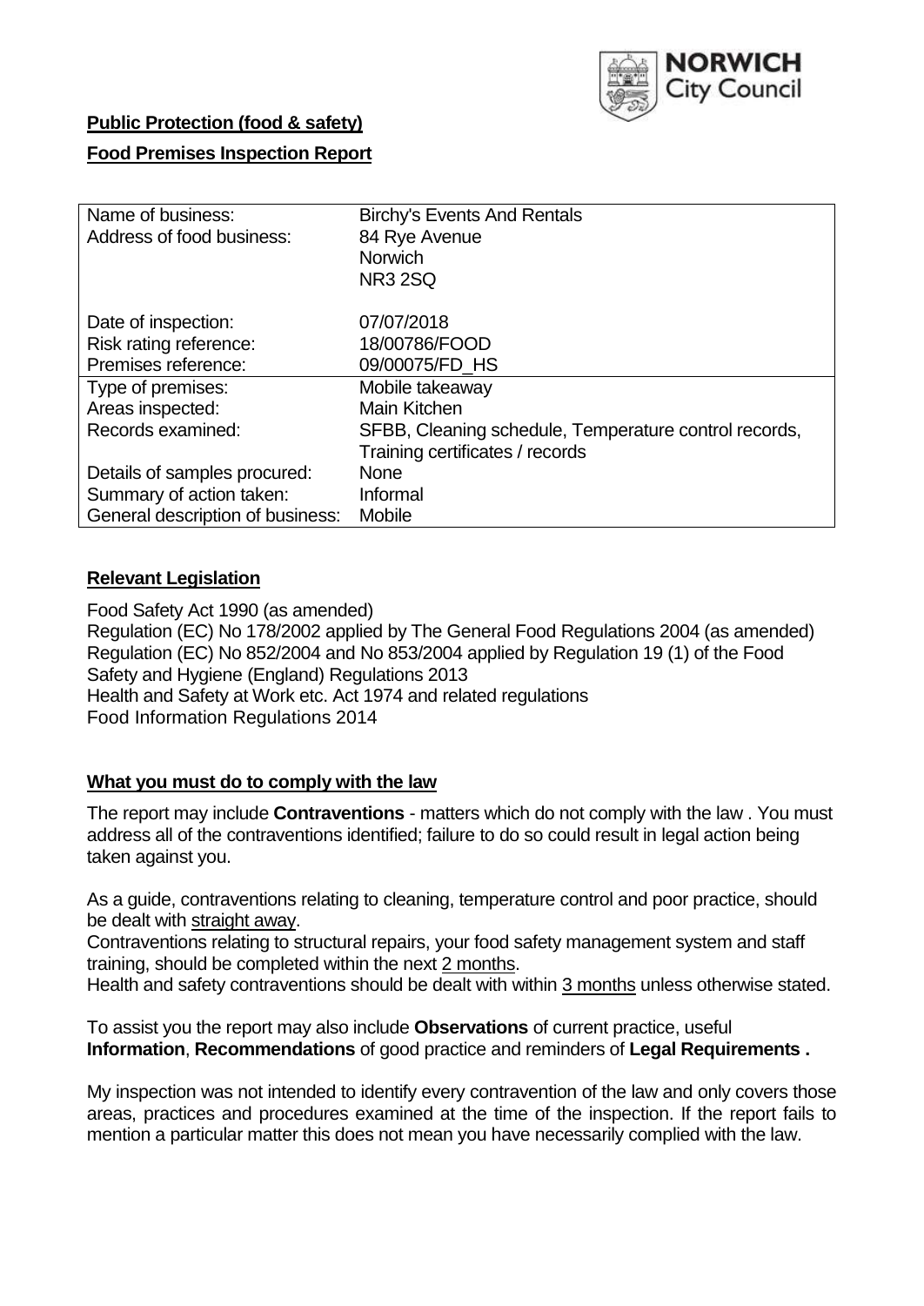NORWICH City Council

**Public Protection (food & safety)**

**Food Premises Inspection Report**

| Name of business: | Birchy's Events And Rentals |
|---|---|
| Address of food business: | 84 Rye Avenue<br>Norwich<br>NR3 2SQ |
| Date of inspection: | 07/07/2018 |
| Risk rating reference: | 18/00786/FOOD |
| Premises reference: | 09/00075/FD_HS |
| Type of premises: | Mobile takeaway |
| Areas inspected: | Main Kitchen |
| Records examined: | SFBB, Cleaning schedule, Temperature control records, Training certificates / records |
| Details of samples procured: | None |
| Summary of action taken: | Informal |
| General description of business: | Mobile |

## Relevant Legislation

Food Safety Act 1990 (as amended)
Regulation (EC) No 178/2002 applied by The General Food Regulations 2004 (as amended)
Regulation (EC) No 852/2004 and No 853/2004 applied by Regulation 19 (1) of the Food Safety and Hygiene (England) Regulations 2013
Health and Safety at Work etc. Act 1974 and related regulations
Food Information Regulations 2014

## What you must do to comply with the law

The report may include **Contraventions** - matters which do not comply with the law . You must address all of the contraventions identified; failure to do so could result in legal action being taken against you.

As a guide, contraventions relating to cleaning, temperature control and poor practice, should be dealt with straight away.
Contraventions relating to structural repairs, your food safety management system and staff training, should be completed within the next 2 months.
Health and safety contraventions should be dealt with within 3 months unless otherwise stated.

To assist you the report may also include **Observations** of current practice, useful **Information**, **Recommendations** of good practice and reminders of **Legal Requirements .**

My inspection was not intended to identify every contravention of the law and only covers those areas, practices and procedures examined at the time of the inspection. If the report fails to mention a particular matter this does not mean you have necessarily complied with the law.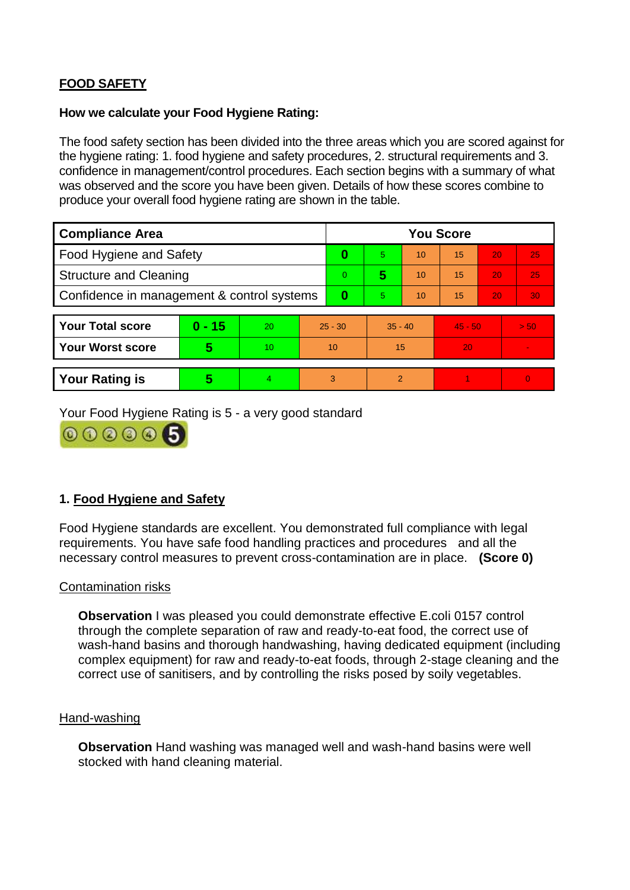## FOOD SAFETY

**How we calculate your Food Hygiene Rating:**

The food safety section has been divided into the three areas which you are scored against for the hygiene rating: 1. food hygiene and safety procedures, 2. structural requirements and 3. confidence in management/control procedures. Each section begins with a summary of what was observed and the score you have been given. Details of how these scores combine to produce your overall food hygiene rating are shown in the table.

| Compliance Area | You Score | | | | | |
|---|---|---|---|---|---|---|
| Food Hygiene and Safety | **0** | 5 | 10 | 15 | 20 | 25 |
| Structure and Cleaning | 0 | **5** | 10 | 15 | 20 | 25 |
| Confidence in management & control systems | **0** | 5 | 10 | 15 | 20 | 30 |

| | | | | | | |
|---|---|---|---|---|---|---|
| **Your Total score** | **0 - 15** | 20 | 25 - 30 | 35 - 40 | 45 - 50 | > 50 |
| **Your Worst score** | **5** | 10 | 10 | 15 | 20 | - |

| | | | | | | |
|---|---|---|---|---|---|---|
| **Your Rating is** | **5** | 4 | 3 | 2 | 1 | 0 |

Your Food Hygiene Rating is 5 - a very good standard

### 1. Food Hygiene and Safety

Food Hygiene standards are excellent. You demonstrated full compliance with legal requirements. You have safe food handling practices and procedures and all the necessary control measures to prevent cross-contamination are in place. **(Score 0)**

Contamination risks

**Observation** I was pleased you could demonstrate effective E.coli 0157 control through the complete separation of raw and ready-to-eat food, the correct use of wash-hand basins and thorough handwashing, having dedicated equipment (including complex equipment) for raw and ready-to-eat foods, through 2-stage cleaning and the correct use of sanitisers, and by controlling the risks posed by soily vegetables.

Hand-washing

**Observation** Hand washing was managed well and wash-hand basins were well stocked with hand cleaning material.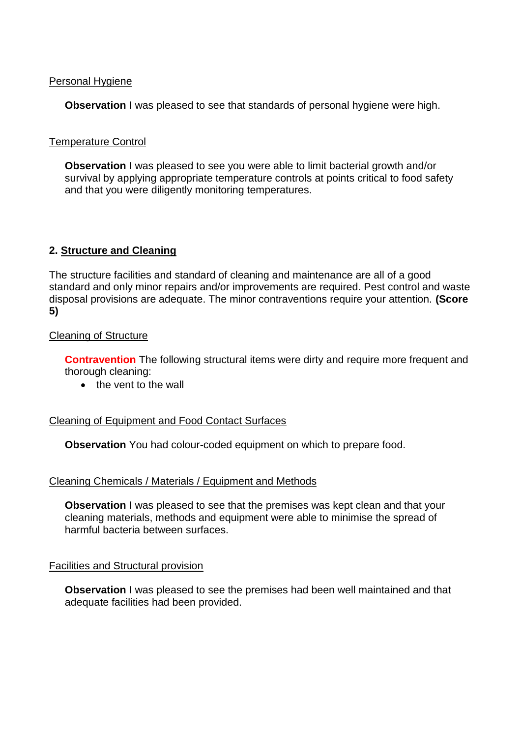Personal Hygiene

**Observation** I was pleased to see that standards of personal hygiene were high.

Temperature Control

**Observation** I was pleased to see you were able to limit bacterial growth and/or survival by applying appropriate temperature controls at points critical to food safety and that you were diligently monitoring temperatures.

## 2. Structure and Cleaning

The structure facilities and standard of cleaning and maintenance are all of a good standard and only minor repairs and/or improvements are required. Pest control and waste disposal provisions are adequate. The minor contraventions require your attention. **(Score 5)**

Cleaning of Structure

**Contravention** The following structural items were dirty and require more frequent and thorough cleaning:

- the vent to the wall

Cleaning of Equipment and Food Contact Surfaces

**Observation** You had colour-coded equipment on which to prepare food.

Cleaning Chemicals / Materials / Equipment and Methods

**Observation** I was pleased to see that the premises was kept clean and that your cleaning materials, methods and equipment were able to minimise the spread of harmful bacteria between surfaces.

Facilities and Structural provision

**Observation** I was pleased to see the premises had been well maintained and that adequate facilities had been provided.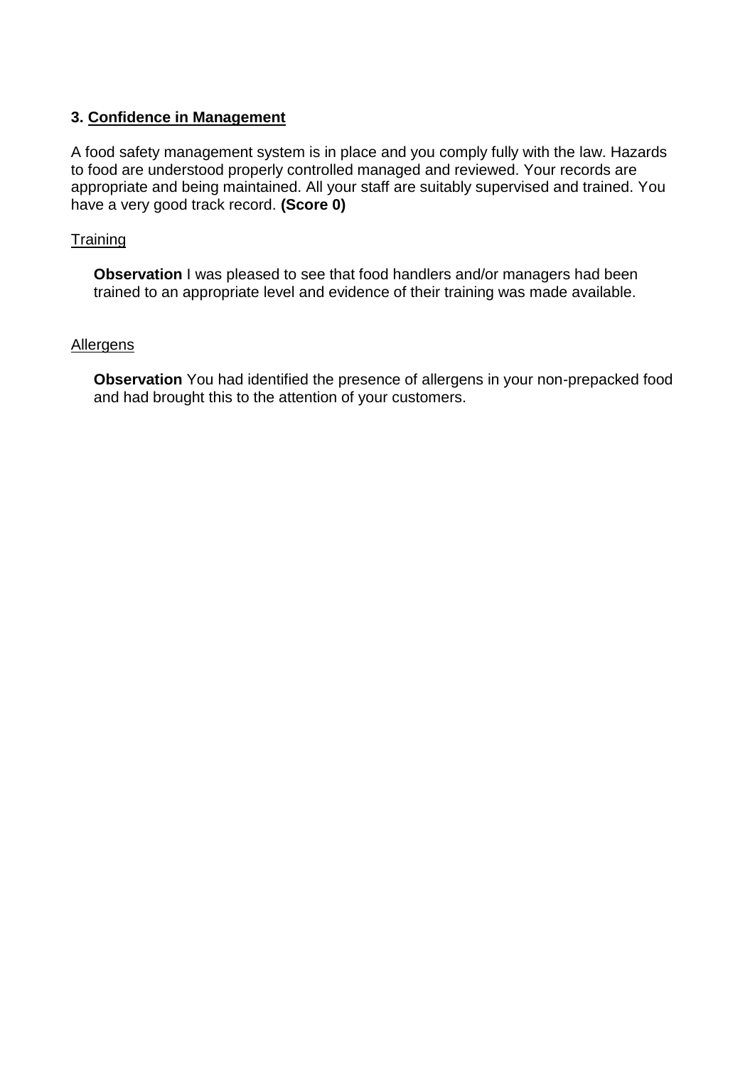### 3. Confidence in Management

A food safety management system is in place and you comply fully with the law. Hazards to food are understood properly controlled managed and reviewed. Your records are appropriate and being maintained. All your staff are suitably supervised and trained. You have a very good track record. **(Score 0)**

Training

**Observation** I was pleased to see that food handlers and/or managers had been trained to an appropriate level and evidence of their training was made available.

Allergens

**Observation** You had identified the presence of allergens in your non-prepacked food and had brought this to the attention of your customers.